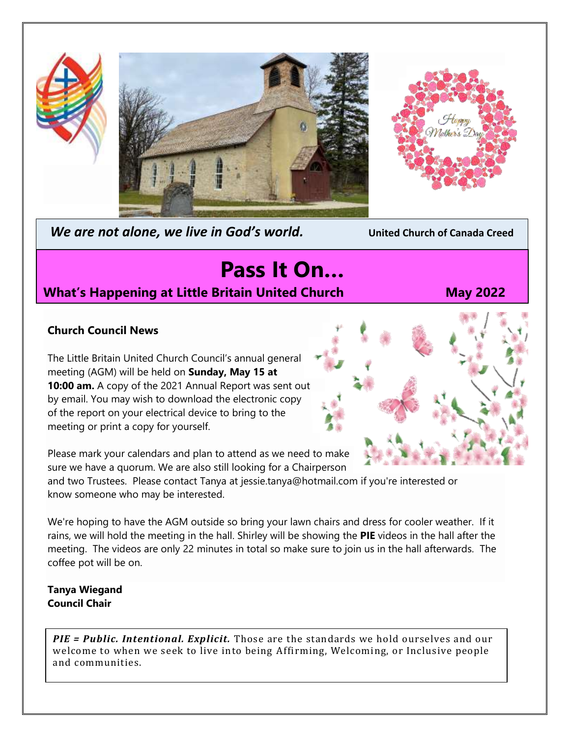*We are not alone, we live in God's world.* **United Church of Canada Creed**

# Pass It On…

**What's Happening at Little Britain United Church** **May 2022**

### Church Council News

The Little Britain United Church Council's annual general meeting (AGM) will be held on **Sunday, May 15 at 10:00 am.** A copy of the 2021 Annual Report was sent out by email. You may wish to download the electronic copy of the report on your electrical device to bring to the meeting or print a copy for yourself.

Please mark your calendars and plan to attend as we need to make sure we have a quorum. We are also still looking for a Chairperson and two Trustees. Please contact Tanya at jessie.tanya@hotmail.com if you're interested or know someone who may be interested.

We're hoping to have the AGM outside so bring your lawn chairs and dress for cooler weather. If it rains, we will hold the meeting in the hall. Shirley will be showing the **PIE** videos in the hall after the meeting. The videos are only 22 minutes in total so make sure to join us in the hall afterwards. The coffee pot will be on.

**Tanya Wiegand**
**Council Chair**

***PIE = Public. Intentional. Explicit.*** Those are the standards we hold ourselves and our welcome to when we seek to live into being Affirming, Welcoming, or Inclusive people and communities.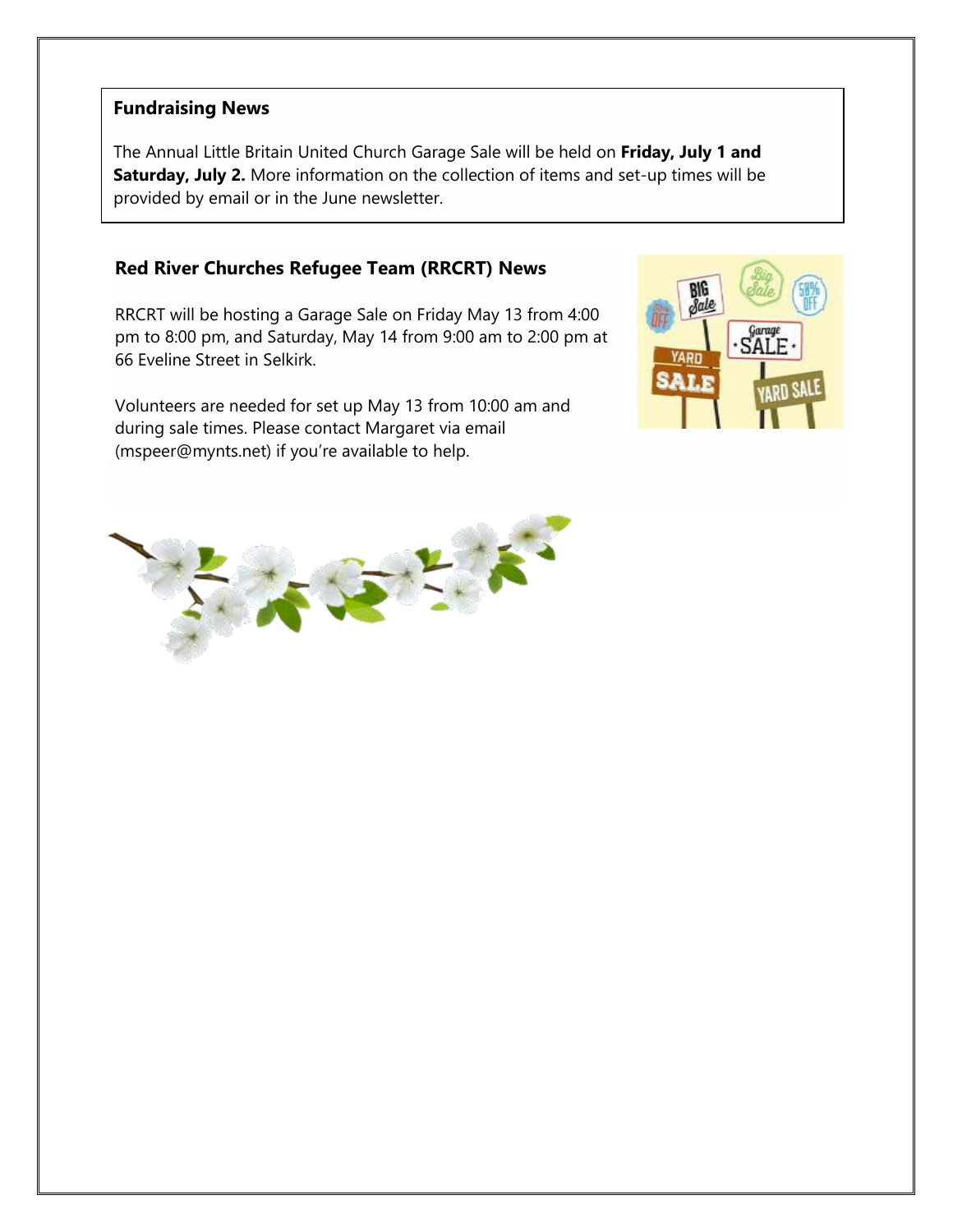## Fundraising News

The Annual Little Britain United Church Garage Sale will be held on **Friday, July 1 and Saturday, July 2.** More information on the collection of items and set-up times will be provided by email or in the June newsletter.

## Red River Churches Refugee Team (RRCRT) News

RRCRT will be hosting a Garage Sale on Friday May 13 from 4:00 pm to 8:00 pm, and Saturday, May 14 from 9:00 am to 2:00 pm at 66 Eveline Street in Selkirk.

Volunteers are needed for set up May 13 from 10:00 am and during sale times. Please contact Margaret via email (mspeer@mynts.net) if you're available to help.